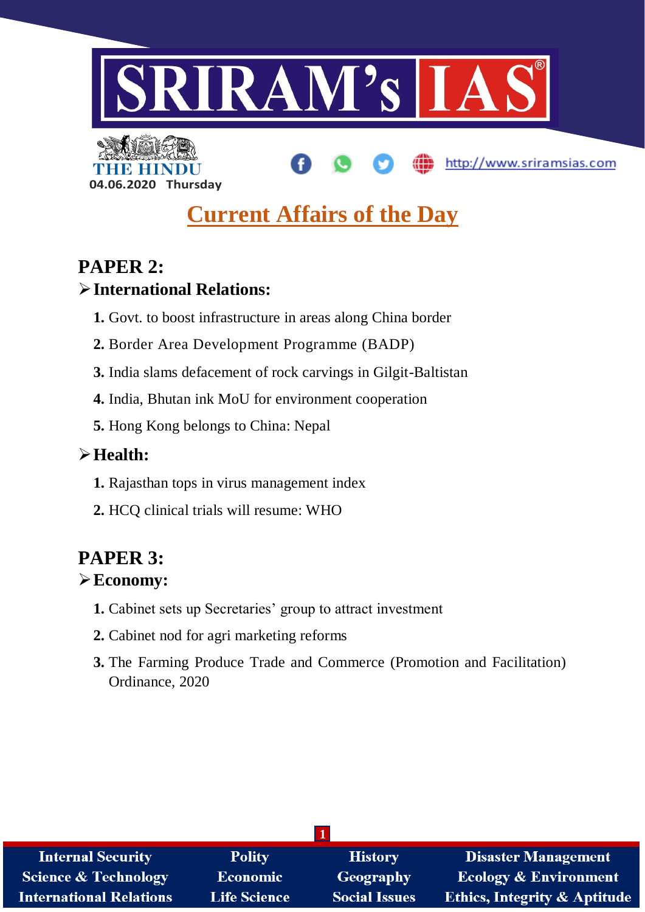SRIRAM's IAS

THE HINDU

04.06.2020 Thursday

http://www.sriramsias.com

# Current Affairs of the Day

## PAPER 2:

### International Relations:

1. Govt. to boost infrastructure in areas along China border
2. Border Area Development Programme (BADP)
3. India slams defacement of rock carvings in Gilgit-Baltistan
4. India, Bhutan ink MoU for environment cooperation
5. Hong Kong belongs to China: Nepal

### Health:

1. Rajasthan tops in virus management index
2. HCQ clinical trials will resume: WHO

## PAPER 3:

### Economy:

1. Cabinet sets up Secretaries' group to attract investment
2. Cabinet nod for agri marketing reforms
3. The Farming Produce Trade and Commerce (Promotion and Facilitation) Ordinance, 2020

| Internal Security | Polity | History | Disaster Management |
| --- | --- | --- | --- |
| Science & Technology | Economic | Geography | Ecology & Environment |
| International Relations | Life Science | Social Issues | Ethics, Integrity & Aptitude |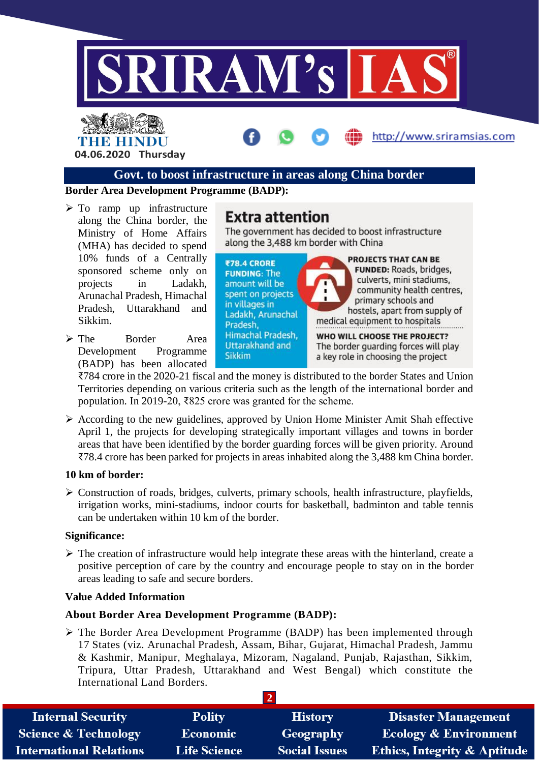## Govt. to boost infrastructure in areas along China border

**Border Area Development Programme (BADP):**

- To ramp up infrastructure along the China border, the Ministry of Home Affairs (MHA) has decided to spend 10% funds of a Centrally sponsored scheme only on projects in Ladakh, Arunachal Pradesh, Himachal Pradesh, Uttarakhand and Sikkim.
- The Border Area Development Programme (BADP) has been allocated ₹784 crore in the 2020-21 fiscal and the money is distributed to the border States and Union Territories depending on various criteria such as the length of the international border and population. In 2019-20, ₹825 crore was granted for the scheme.

**Extra attention**

The government has decided to boost infrastructure along the 3,488 km border with China

**₹78.4 CRORE FUNDING:** The amount will be spent on projects in villages in Ladakh, Arunachal Pradesh, Himachal Pradesh, Uttarakhand and Sikkim

**PROJECTS THAT CAN BE FUNDED:** Roads, bridges, culverts, mini stadiums, community health centres, primary schools and hostels, apart from supply of medical equipment to hospitals

**WHO WILL CHOOSE THE PROJECT?** The border guarding forces will play a key role in choosing the project

- According to the new guidelines, approved by Union Home Minister Amit Shah effective April 1, the projects for developing strategically important villages and towns in border areas that have been identified by the border guarding forces will be given priority. Around ₹78.4 crore has been parked for projects in areas inhabited along the 3,488 km China border.

**10 km of border:**

- Construction of roads, bridges, culverts, primary schools, health infrastructure, playfields, irrigation works, mini-stadiums, indoor courts for basketball, badminton and table tennis can be undertaken within 10 km of the border.

**Significance:**

- The creation of infrastructure would help integrate these areas with the hinterland, create a positive perception of care by the country and encourage people to stay on in the border areas leading to safe and secure borders.

**Value Added Information**

**About Border Area Development Programme (BADP):**

- The Border Area Development Programme (BADP) has been implemented through 17 States (viz. Arunachal Pradesh, Assam, Bihar, Gujarat, Himachal Pradesh, Jammu & Kashmir, Manipur, Meghalaya, Mizoram, Nagaland, Punjab, Rajasthan, Sikkim, Tripura, Uttar Pradesh, Uttarakhand and West Bengal) which constitute the International Land Borders.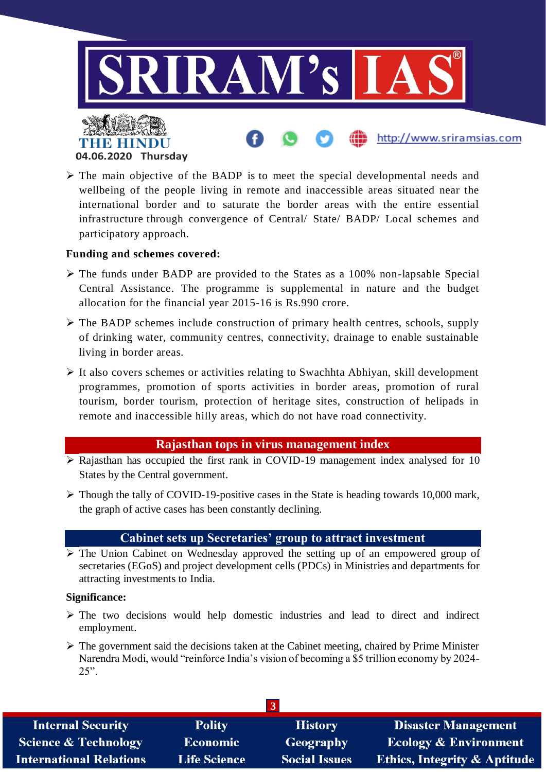- The main objective of the BADP is to meet the special developmental needs and wellbeing of the people living in remote and inaccessible areas situated near the international border and to saturate the border areas with the entire essential infrastructure through convergence of Central/ State/ BADP/ Local schemes and participatory approach.

**Funding and schemes covered:**

- The funds under BADP are provided to the States as a 100% non-lapsable Special Central Assistance. The programme is supplemental in nature and the budget allocation for the financial year 2015-16 is Rs.990 crore.
- The BADP schemes include construction of primary health centres, schools, supply of drinking water, community centres, connectivity, drainage to enable sustainable living in border areas.
- It also covers schemes or activities relating to Swachhta Abhiyan, skill development programmes, promotion of sports activities in border areas, promotion of rural tourism, border tourism, protection of heritage sites, construction of helipads in remote and inaccessible hilly areas, which do not have road connectivity.

## Rajasthan tops in virus management index

- Rajasthan has occupied the first rank in COVID-19 management index analysed for 10 States by the Central government.
- Though the tally of COVID-19-positive cases in the State is heading towards 10,000 mark, the graph of active cases has been constantly declining.

## Cabinet sets up Secretaries' group to attract investment

- The Union Cabinet on Wednesday approved the setting up of an empowered group of secretaries (EGoS) and project development cells (PDCs) in Ministries and departments for attracting investments to India.

**Significance:**

- The two decisions would help domestic industries and lead to direct and indirect employment.
- The government said the decisions taken at the Cabinet meeting, chaired by Prime Minister Narendra Modi, would "reinforce India's vision of becoming a $5 trillion economy by 2024-25".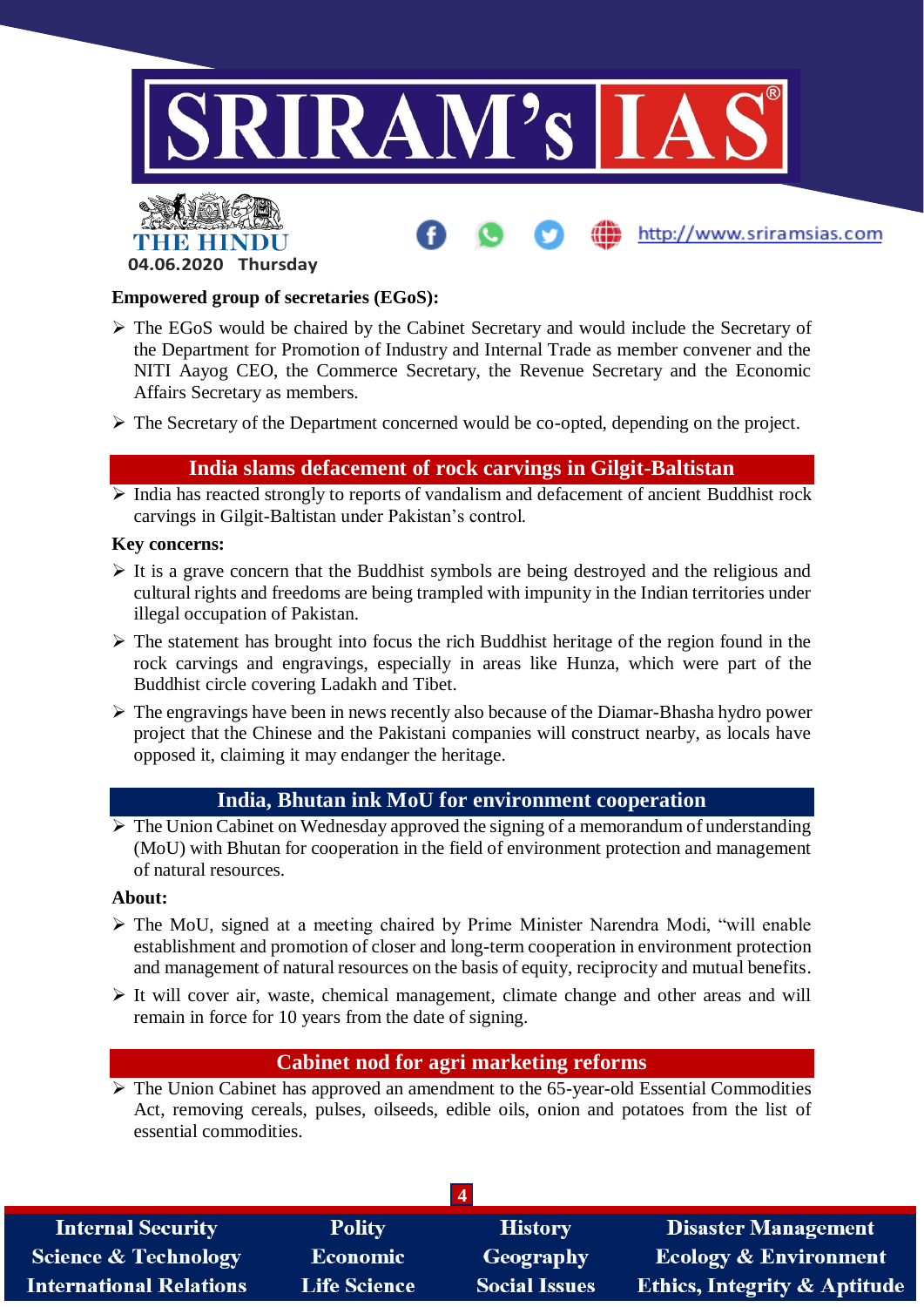**Empowered group of secretaries (EGoS):**

- The EGoS would be chaired by the Cabinet Secretary and would include the Secretary of the Department for Promotion of Industry and Internal Trade as member convener and the NITI Aayog CEO, the Commerce Secretary, the Revenue Secretary and the Economic Affairs Secretary as members.
- The Secretary of the Department concerned would be co-opted, depending on the project.

## India slams defacement of rock carvings in Gilgit-Baltistan

- India has reacted strongly to reports of vandalism and defacement of ancient Buddhist rock carvings in Gilgit-Baltistan under Pakistan's control.

**Key concerns:**

- It is a grave concern that the Buddhist symbols are being destroyed and the religious and cultural rights and freedoms are being trampled with impunity in the Indian territories under illegal occupation of Pakistan.
- The statement has brought into focus the rich Buddhist heritage of the region found in the rock carvings and engravings, especially in areas like Hunza, which were part of the Buddhist circle covering Ladakh and Tibet.
- The engravings have been in news recently also because of the Diamar-Bhasha hydro power project that the Chinese and the Pakistani companies will construct nearby, as locals have opposed it, claiming it may endanger the heritage.

## India, Bhutan ink MoU for environment cooperation

- The Union Cabinet on Wednesday approved the signing of a memorandum of understanding (MoU) with Bhutan for cooperation in the field of environment protection and management of natural resources.

**About:**

- The MoU, signed at a meeting chaired by Prime Minister Narendra Modi, "will enable establishment and promotion of closer and long-term cooperation in environment protection and management of natural resources on the basis of equity, reciprocity and mutual benefits.
- It will cover air, waste, chemical management, climate change and other areas and will remain in force for 10 years from the date of signing.

## Cabinet nod for agri marketing reforms

- The Union Cabinet has approved an amendment to the 65-year-old Essential Commodities Act, removing cereals, pulses, oilseeds, edible oils, onion and potatoes from the list of essential commodities.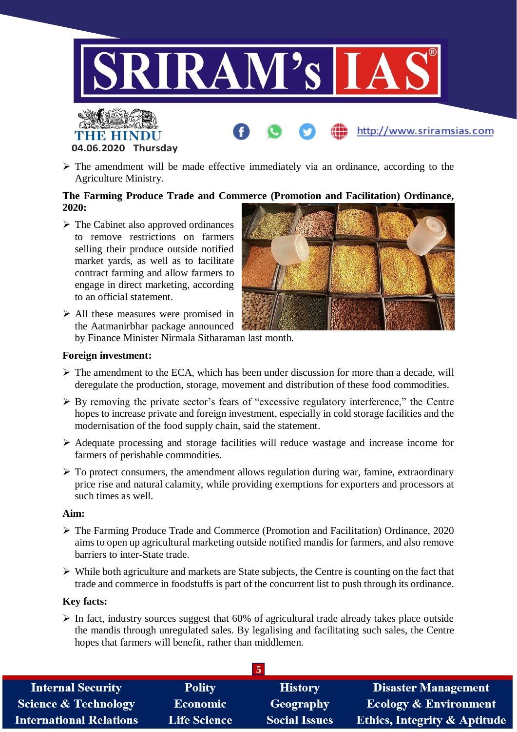- The amendment will be made effective immediately via an ordinance, according to the Agriculture Ministry.

**The Farming Produce Trade and Commerce (Promotion and Facilitation) Ordinance, 2020:**

- The Cabinet also approved ordinances to remove restrictions on farmers selling their produce outside notified market yards, as well as to facilitate contract farming and allow farmers to engage in direct marketing, according to an official statement.
- All these measures were promised in the Aatmanirbhar package announced by Finance Minister Nirmala Sitharaman last month.

**Foreign investment:**

- The amendment to the ECA, which has been under discussion for more than a decade, will deregulate the production, storage, movement and distribution of these food commodities.
- By removing the private sector's fears of "excessive regulatory interference," the Centre hopes to increase private and foreign investment, especially in cold storage facilities and the modernisation of the food supply chain, said the statement.
- Adequate processing and storage facilities will reduce wastage and increase income for farmers of perishable commodities.
- To protect consumers, the amendment allows regulation during war, famine, extraordinary price rise and natural calamity, while providing exemptions for exporters and processors at such times as well.

**Aim:**

- The Farming Produce Trade and Commerce (Promotion and Facilitation) Ordinance, 2020 aims to open up agricultural marketing outside notified mandis for farmers, and also remove barriers to inter-State trade.
- While both agriculture and markets are State subjects, the Centre is counting on the fact that trade and commerce in foodstuffs is part of the concurrent list to push through its ordinance.

**Key facts:**

- In fact, industry sources suggest that 60% of agricultural trade already takes place outside the mandis through unregulated sales. By legalising and facilitating such sales, the Centre hopes that farmers will benefit, rather than middlemen.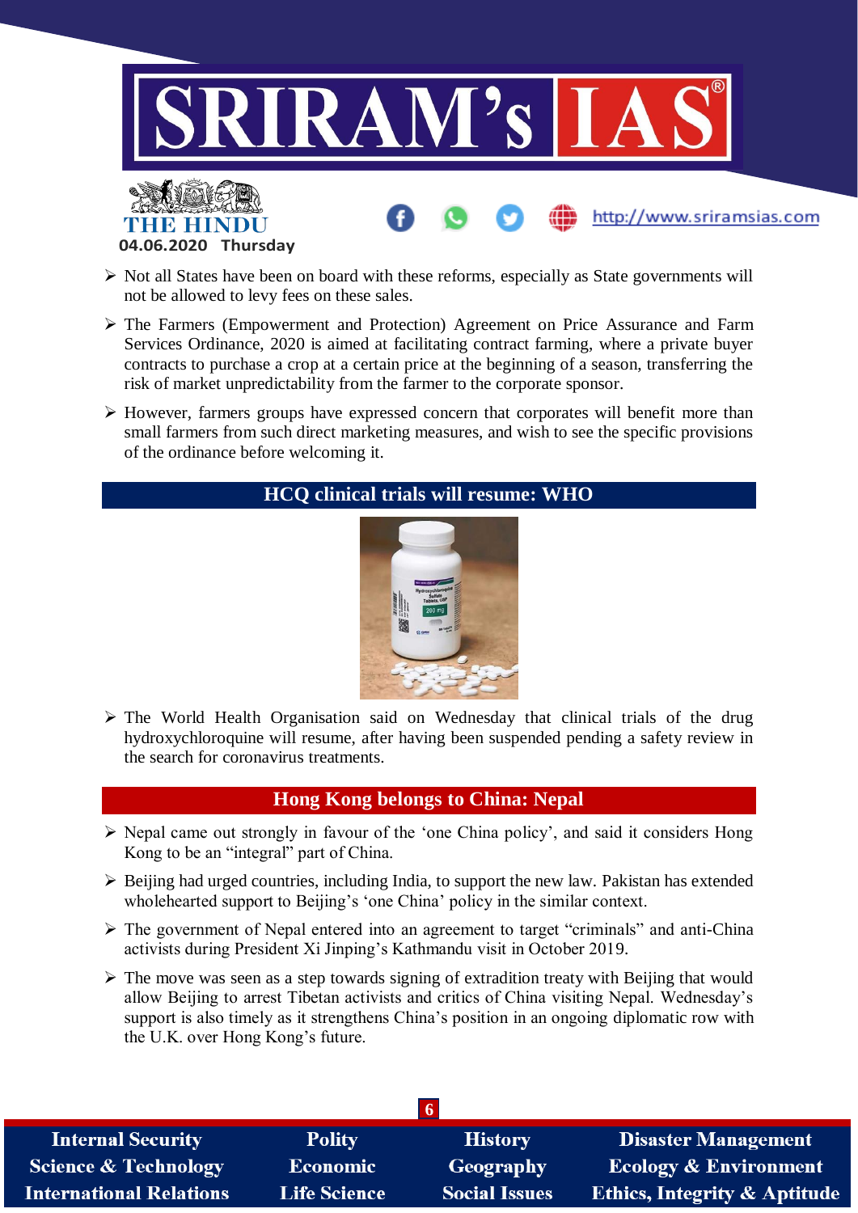- Not all States have been on board with these reforms, especially as State governments will not be allowed to levy fees on these sales.
- The Farmers (Empowerment and Protection) Agreement on Price Assurance and Farm Services Ordinance, 2020 is aimed at facilitating contract farming, where a private buyer contracts to purchase a crop at a certain price at the beginning of a season, transferring the risk of market unpredictability from the farmer to the corporate sponsor.
- However, farmers groups have expressed concern that corporates will benefit more than small farmers from such direct marketing measures, and wish to see the specific provisions of the ordinance before welcoming it.

## HCQ clinical trials will resume: WHO

- The World Health Organisation said on Wednesday that clinical trials of the drug hydroxychloroquine will resume, after having been suspended pending a safety review in the search for coronavirus treatments.

## Hong Kong belongs to China: Nepal

- Nepal came out strongly in favour of the 'one China policy', and said it considers Hong Kong to be an "integral" part of China.
- Beijing had urged countries, including India, to support the new law. Pakistan has extended wholehearted support to Beijing's 'one China' policy in the similar context.
- The government of Nepal entered into an agreement to target "criminals" and anti-China activists during President Xi Jinping's Kathmandu visit in October 2019.
- The move was seen as a step towards signing of extradition treaty with Beijing that would allow Beijing to arrest Tibetan activists and critics of China visiting Nepal. Wednesday's support is also timely as it strengthens China's position in an ongoing diplomatic row with the U.K. over Hong Kong's future.